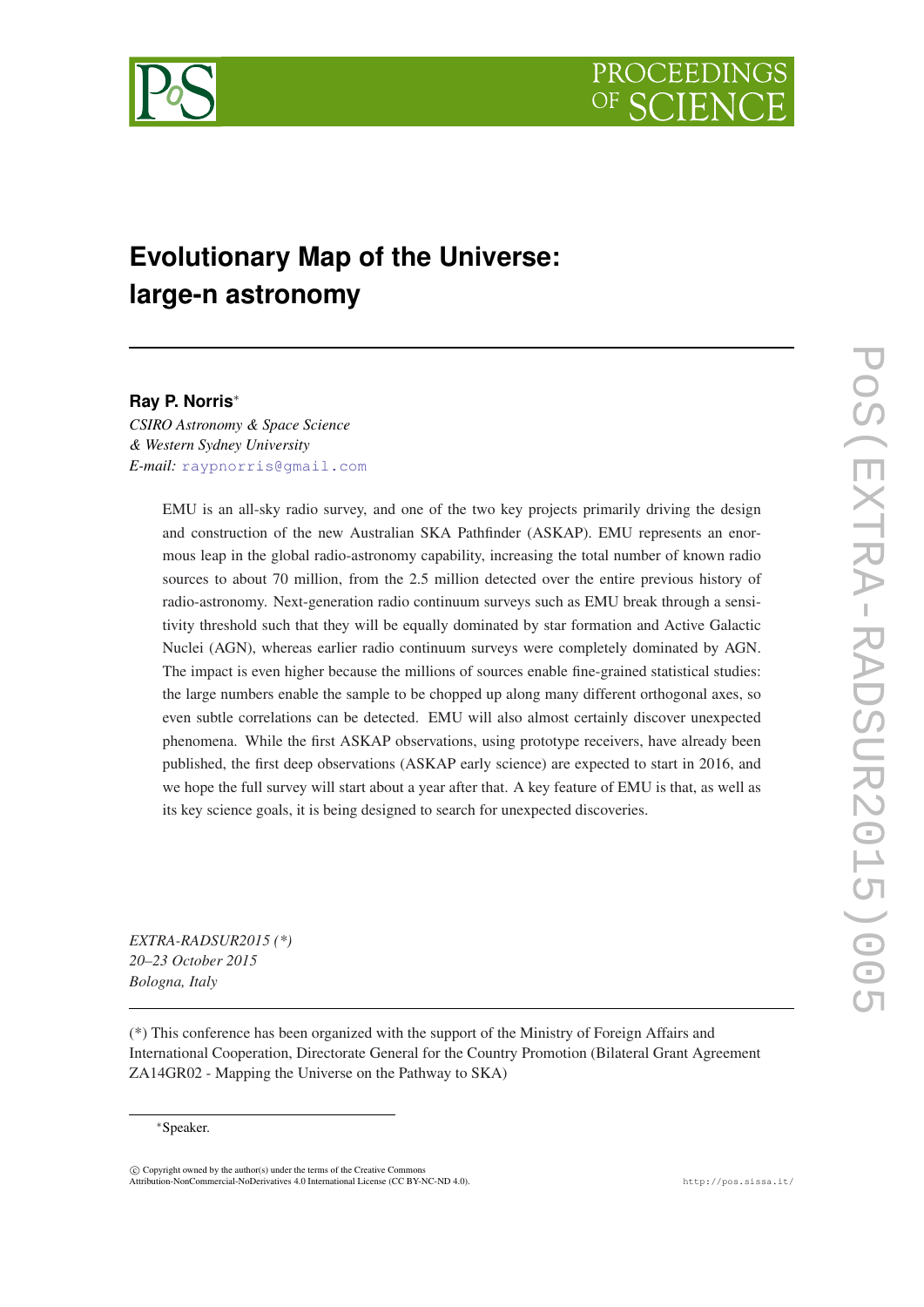# Evolutionary Map of the Universe: large-n astronomy

**Ray P. Norris***

*CSIRO Astronomy & Space Science*
*& Western Sydney University*
*E-mail:* raypnorris@gmail.com

EMU is an all-sky radio survey, and one of the two key projects primarily driving the design and construction of the new Australian SKA Pathfinder (ASKAP). EMU represents an enormous leap in the global radio-astronomy capability, increasing the total number of known radio sources to about 70 million, from the 2.5 million detected over the entire previous history of radio-astronomy. Next-generation radio continuum surveys such as EMU break through a sensitivity threshold such that they will be equally dominated by star formation and Active Galactic Nuclei (AGN), whereas earlier radio continuum surveys were completely dominated by AGN. The impact is even higher because the millions of sources enable fine-grained statistical studies: the large numbers enable the sample to be chopped up along many different orthogonal axes, so even subtle correlations can be detected. EMU will also almost certainly discover unexpected phenomena. While the first ASKAP observations, using prototype receivers, have already been published, the first deep observations (ASKAP early science) are expected to start in 2016, and we hope the full survey will start about a year after that. A key feature of EMU is that, as well as its key science goals, it is being designed to search for unexpected discoveries.

*EXTRA-RADSUR2015 (\*)*
*20–23 October 2015*
*Bologna, Italy*

(\*) This conference has been organized with the support of the Ministry of Foreign Affairs and International Cooperation, Directorate General for the Country Promotion (Bilateral Grant Agreement ZA14GR02 - Mapping the Universe on the Pathway to SKA)

*Speaker.

© Copyright owned by the author(s) under the terms of the Creative Commons Attribution-NonCommercial-NoDerivatives 4.0 International License (CC BY-NC-ND 4.0).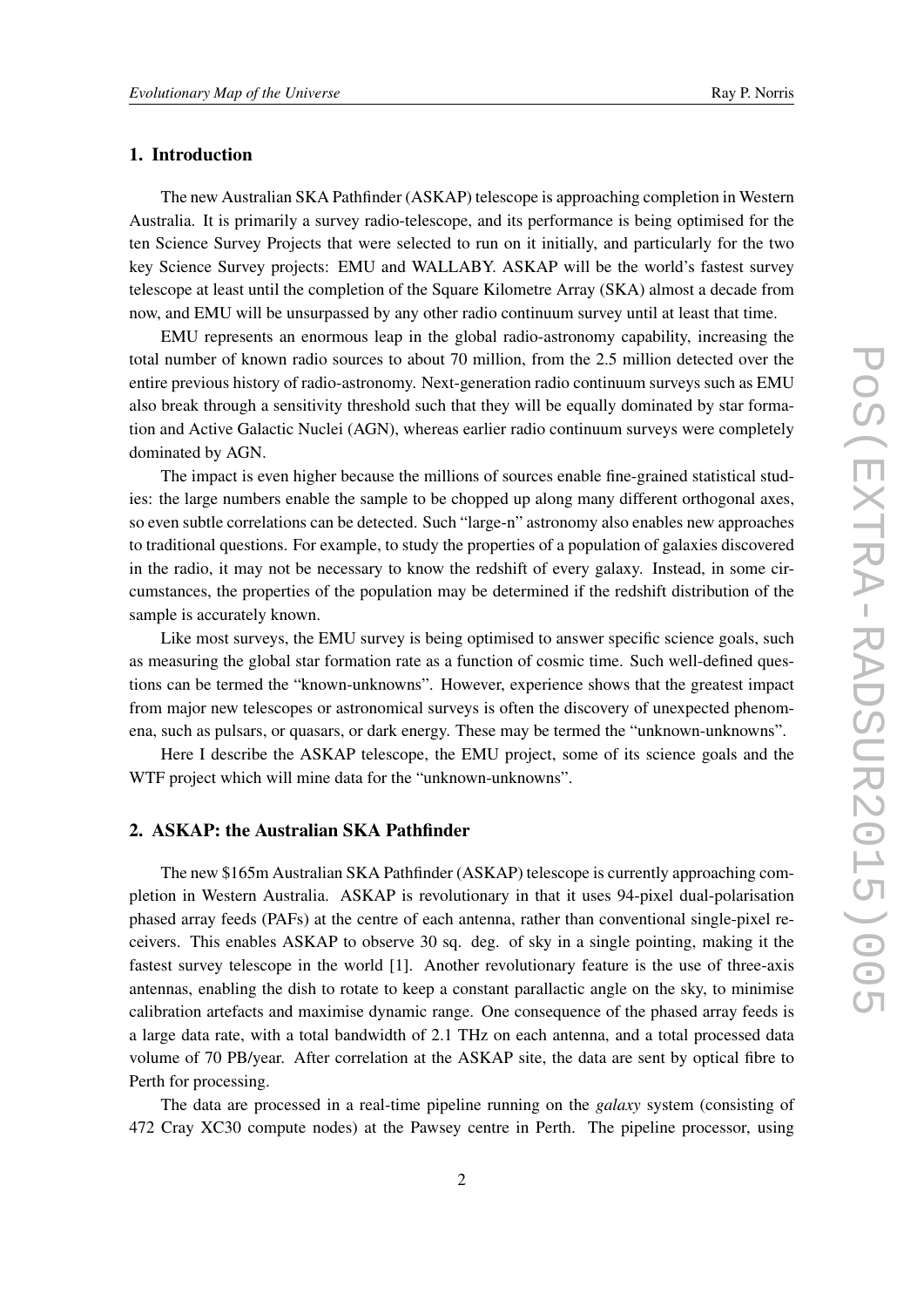## 1. Introduction

The new Australian SKA Pathfinder (ASKAP) telescope is approaching completion in Western Australia. It is primarily a survey radio-telescope, and its performance is being optimised for the ten Science Survey Projects that were selected to run on it initially, and particularly for the two key Science Survey projects: EMU and WALLABY. ASKAP will be the world's fastest survey telescope at least until the completion of the Square Kilometre Array (SKA) almost a decade from now, and EMU will be unsurpassed by any other radio continuum survey until at least that time.

EMU represents an enormous leap in the global radio-astronomy capability, increasing the total number of known radio sources to about 70 million, from the 2.5 million detected over the entire previous history of radio-astronomy. Next-generation radio continuum surveys such as EMU also break through a sensitivity threshold such that they will be equally dominated by star formation and Active Galactic Nuclei (AGN), whereas earlier radio continuum surveys were completely dominated by AGN.

The impact is even higher because the millions of sources enable fine-grained statistical studies: the large numbers enable the sample to be chopped up along many different orthogonal axes, so even subtle correlations can be detected. Such "large-n" astronomy also enables new approaches to traditional questions. For example, to study the properties of a population of galaxies discovered in the radio, it may not be necessary to know the redshift of every galaxy. Instead, in some circumstances, the properties of the population may be determined if the redshift distribution of the sample is accurately known.

Like most surveys, the EMU survey is being optimised to answer specific science goals, such as measuring the global star formation rate as a function of cosmic time. Such well-defined questions can be termed the "known-unknowns". However, experience shows that the greatest impact from major new telescopes or astronomical surveys is often the discovery of unexpected phenomena, such as pulsars, or quasars, or dark energy. These may be termed the "unknown-unknowns".

Here I describe the ASKAP telescope, the EMU project, some of its science goals and the WTF project which will mine data for the "unknown-unknowns".

## 2. ASKAP: the Australian SKA Pathfinder

The new $165m Australian SKA Pathfinder (ASKAP) telescope is currently approaching completion in Western Australia. ASKAP is revolutionary in that it uses 94-pixel dual-polarisation phased array feeds (PAFs) at the centre of each antenna, rather than conventional single-pixel receivers. This enables ASKAP to observe 30 sq. deg. of sky in a single pointing, making it the fastest survey telescope in the world [1]. Another revolutionary feature is the use of three-axis antennas, enabling the dish to rotate to keep a constant parallactic angle on the sky, to minimise calibration artefacts and maximise dynamic range. One consequence of the phased array feeds is a large data rate, with a total bandwidth of 2.1 THz on each antenna, and a total processed data volume of 70 PB/year. After correlation at the ASKAP site, the data are sent by optical fibre to Perth for processing.

The data are processed in a real-time pipeline running on the *galaxy* system (consisting of 472 Cray XC30 compute nodes) at the Pawsey centre in Perth. The pipeline processor, using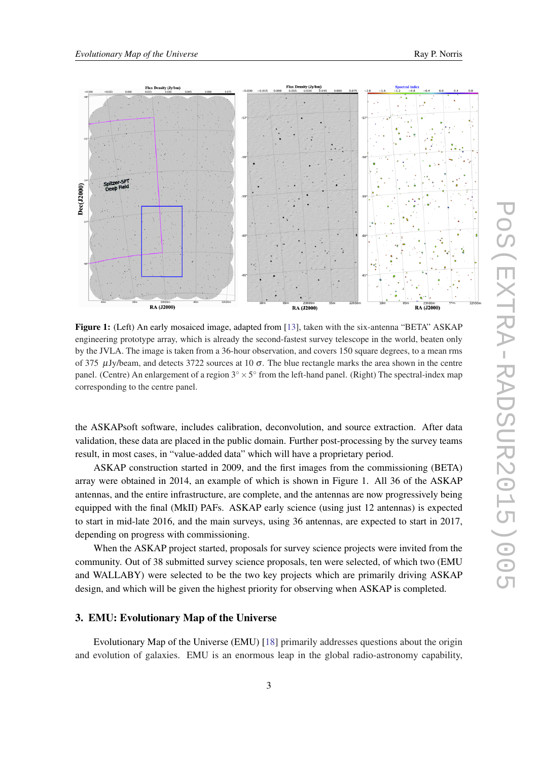**Figure 1:** (Left) An early mosaiced image, adapted from [13], taken with the six-antenna "BETA" ASKAP engineering prototype array, which is already the second-fastest survey telescope in the world, beaten only by the JVLA. The image is taken from a 36-hour observation, and covers 150 square degrees, to a mean rms of 375 $\mu$Jy/beam, and detects 3722 sources at 10 $\sigma$. The blue rectangle marks the area shown in the centre panel. (Centre) An enlargement of a region $3^\circ \times 5^\circ$ from the left-hand panel. (Right) The spectral-index map corresponding to the centre panel.

the ASKAPsoft software, includes calibration, deconvolution, and source extraction. After data validation, these data are placed in the public domain. Further post-processing by the survey teams result, in most cases, in "value-added data" which will have a proprietary period.

ASKAP construction started in 2009, and the first images from the commissioning (BETA) array were obtained in 2014, an example of which is shown in Figure 1. All 36 of the ASKAP antennas, and the entire infrastructure, are complete, and the antennas are now progressively being equipped with the final (MkII) PAFs. ASKAP early science (using just 12 antennas) is expected to start in mid-late 2016, and the main surveys, using 36 antennas, are expected to start in 2017, depending on progress with commissioning.

When the ASKAP project started, proposals for survey science projects were invited from the community. Out of 38 submitted survey science proposals, ten were selected, of which two (EMU and WALLABY) were selected to be the two key projects which are primarily driving ASKAP design, and which will be given the highest priority for observing when ASKAP is completed.

## 3. EMU: Evolutionary Map of the Universe

Evolutionary Map of the Universe (EMU) [18] primarily addresses questions about the origin and evolution of galaxies. EMU is an enormous leap in the global radio-astronomy capability,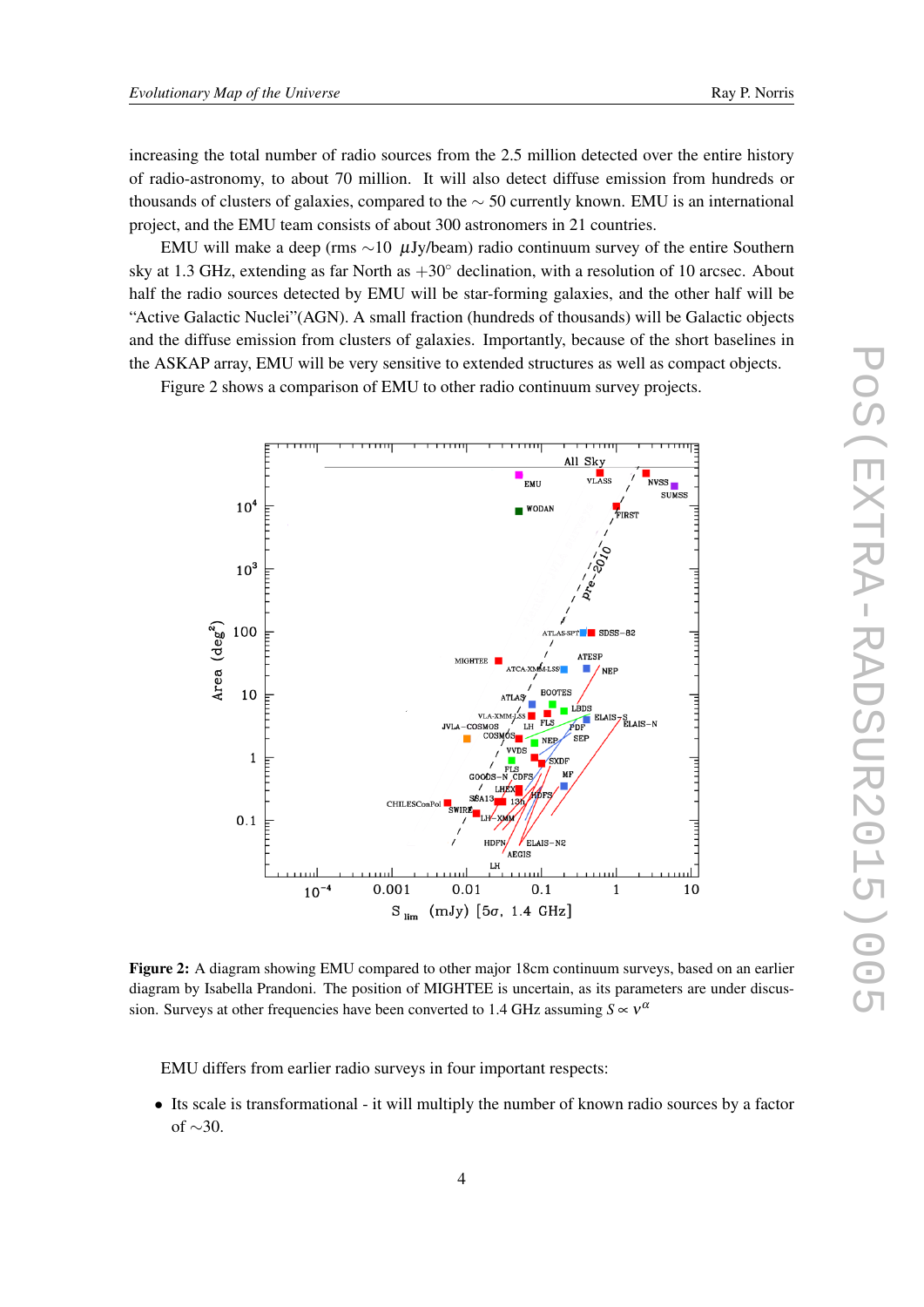increasing the total number of radio sources from the 2.5 million detected over the entire history of radio-astronomy, to about 70 million. It will also detect diffuse emission from hundreds or thousands of clusters of galaxies, compared to the $\sim$ 50 currently known. EMU is an international project, and the EMU team consists of about 300 astronomers in 21 countries.

EMU will make a deep (rms $\sim$10 $\mu$Jy/beam) radio continuum survey of the entire Southern sky at 1.3 GHz, extending as far North as $+30^\circ$ declination, with a resolution of 10 arcsec. About half the radio sources detected by EMU will be star-forming galaxies, and the other half will be "Active Galactic Nuclei"(AGN). A small fraction (hundreds of thousands) will be Galactic objects and the diffuse emission from clusters of galaxies. Importantly, because of the short baselines in the ASKAP array, EMU will be very sensitive to extended structures as well as compact objects.

Figure 2 shows a comparison of EMU to other radio continuum survey projects.

**Figure 2:** A diagram showing EMU compared to other major 18cm continuum surveys, based on an earlier diagram by Isabella Prandoni. The position of MIGHTEE is uncertain, as its parameters are under discussion. Surveys at other frequencies have been converted to 1.4 GHz assuming $S \propto \nu^{\alpha}$

EMU differs from earlier radio surveys in four important respects:

- Its scale is transformational - it will multiply the number of known radio sources by a factor of $\sim$30.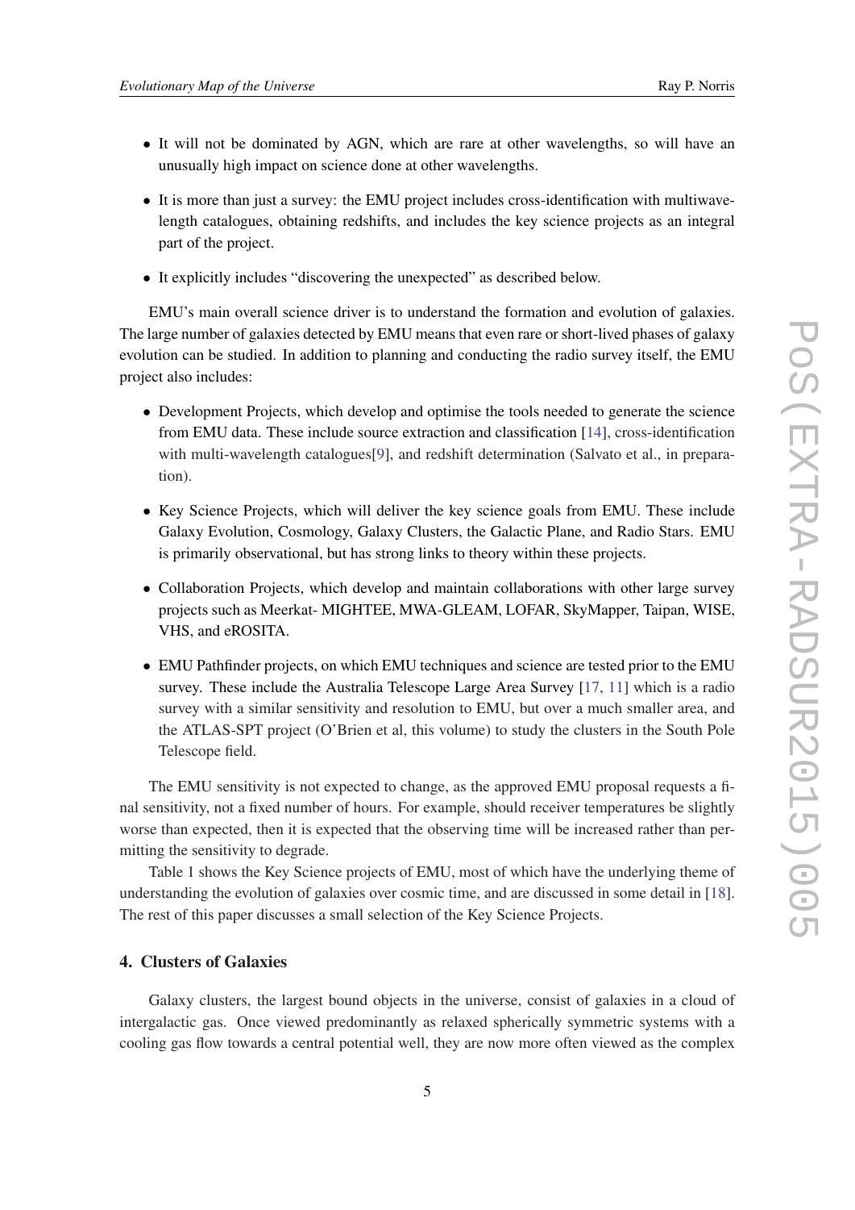- It will not be dominated by AGN, which are rare at other wavelengths, so will have an unusually high impact on science done at other wavelengths.
- It is more than just a survey: the EMU project includes cross-identification with multiwavelength catalogues, obtaining redshifts, and includes the key science projects as an integral part of the project.
- It explicitly includes "discovering the unexpected" as described below.

EMU's main overall science driver is to understand the formation and evolution of galaxies. The large number of galaxies detected by EMU means that even rare or short-lived phases of galaxy evolution can be studied. In addition to planning and conducting the radio survey itself, the EMU project also includes:

- Development Projects, which develop and optimise the tools needed to generate the science from EMU data. These include source extraction and classification [14], cross-identification with multi-wavelength catalogues[9], and redshift determination (Salvato et al., in preparation).
- Key Science Projects, which will deliver the key science goals from EMU. These include Galaxy Evolution, Cosmology, Galaxy Clusters, the Galactic Plane, and Radio Stars. EMU is primarily observational, but has strong links to theory within these projects.
- Collaboration Projects, which develop and maintain collaborations with other large survey projects such as Meerkat- MIGHTEE, MWA-GLEAM, LOFAR, SkyMapper, Taipan, WISE, VHS, and eROSITA.
- EMU Pathfinder projects, on which EMU techniques and science are tested prior to the EMU survey. These include the Australia Telescope Large Area Survey [17, 11] which is a radio survey with a similar sensitivity and resolution to EMU, but over a much smaller area, and the ATLAS-SPT project (O'Brien et al, this volume) to study the clusters in the South Pole Telescope field.

The EMU sensitivity is not expected to change, as the approved EMU proposal requests a final sensitivity, not a fixed number of hours. For example, should receiver temperatures be slightly worse than expected, then it is expected that the observing time will be increased rather than permitting the sensitivity to degrade.

Table 1 shows the Key Science projects of EMU, most of which have the underlying theme of understanding the evolution of galaxies over cosmic time, and are discussed in some detail in [18]. The rest of this paper discusses a small selection of the Key Science Projects.

## 4. Clusters of Galaxies

Galaxy clusters, the largest bound objects in the universe, consist of galaxies in a cloud of intergalactic gas. Once viewed predominantly as relaxed spherically symmetric systems with a cooling gas flow towards a central potential well, they are now more often viewed as the complex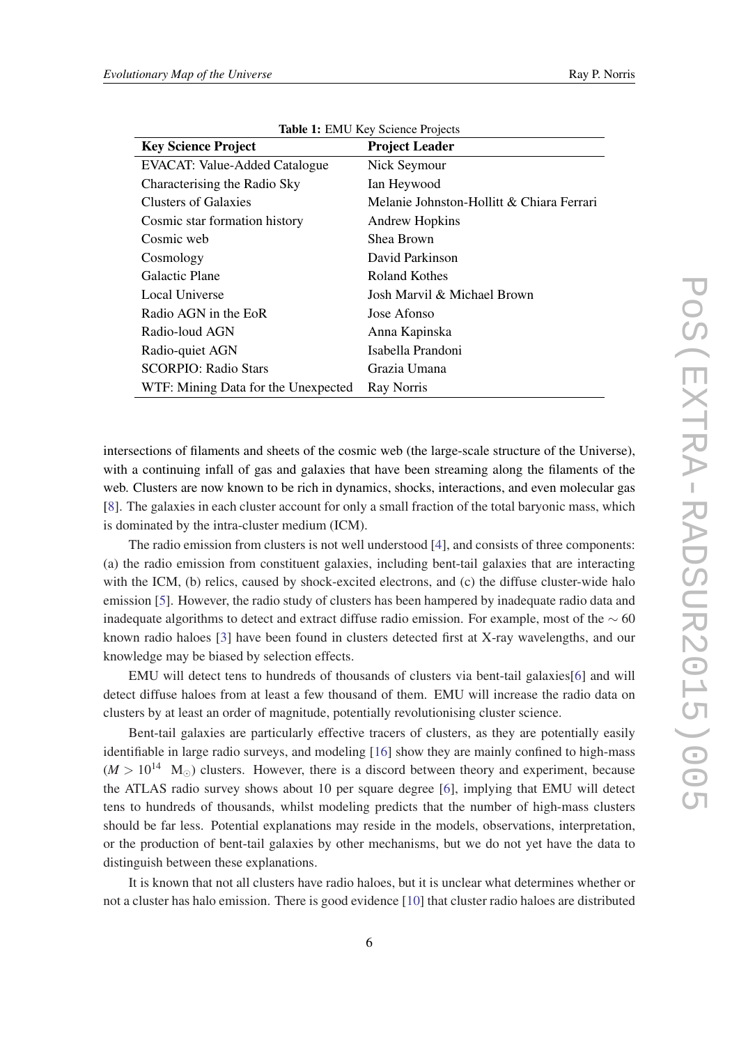**Table 1:** EMU Key Science Projects

| Key Science Project | Project Leader |
|---|---|
| EVACAT: Value-Added Catalogue | Nick Seymour |
| Characterising the Radio Sky | Ian Heywood |
| Clusters of Galaxies | Melanie Johnston-Hollitt & Chiara Ferrari |
| Cosmic star formation history | Andrew Hopkins |
| Cosmic web | Shea Brown |
| Cosmology | David Parkinson |
| Galactic Plane | Roland Kothes |
| Local Universe | Josh Marvil & Michael Brown |
| Radio AGN in the EoR | Jose Afonso |
| Radio-loud AGN | Anna Kapinska |
| Radio-quiet AGN | Isabella Prandoni |
| SCORPIO: Radio Stars | Grazia Umana |
| WTF: Mining Data for the Unexpected | Ray Norris |

intersections of filaments and sheets of the cosmic web (the large-scale structure of the Universe), with a continuing infall of gas and galaxies that have been streaming along the filaments of the web. Clusters are now known to be rich in dynamics, shocks, interactions, and even molecular gas [8]. The galaxies in each cluster account for only a small fraction of the total baryonic mass, which is dominated by the intra-cluster medium (ICM).

The radio emission from clusters is not well understood [4], and consists of three components: (a) the radio emission from constituent galaxies, including bent-tail galaxies that are interacting with the ICM, (b) relics, caused by shock-excited electrons, and (c) the diffuse cluster-wide halo emission [5]. However, the radio study of clusters has been hampered by inadequate radio data and inadequate algorithms to detect and extract diffuse radio emission. For example, most of the $\sim 60$ known radio haloes [3] have been found in clusters detected first at X-ray wavelengths, and our knowledge may be biased by selection effects.

EMU will detect tens to hundreds of thousands of clusters via bent-tail galaxies[6] and will detect diffuse haloes from at least a few thousand of them. EMU will increase the radio data on clusters by at least an order of magnitude, potentially revolutionising cluster science.

Bent-tail galaxies are particularly effective tracers of clusters, as they are potentially easily identifiable in large radio surveys, and modeling [16] show they are mainly confined to high-mass ($M > 10^{14}$ $M_{\odot}$) clusters. However, there is a discord between theory and experiment, because the ATLAS radio survey shows about 10 per square degree [6], implying that EMU will detect tens to hundreds of thousands, whilst modeling predicts that the number of high-mass clusters should be far less. Potential explanations may reside in the models, observations, interpretation, or the production of bent-tail galaxies by other mechanisms, but we do not yet have the data to distinguish between these explanations.

It is known that not all clusters have radio haloes, but it is unclear what determines whether or not a cluster has halo emission. There is good evidence [10] that cluster radio haloes are distributed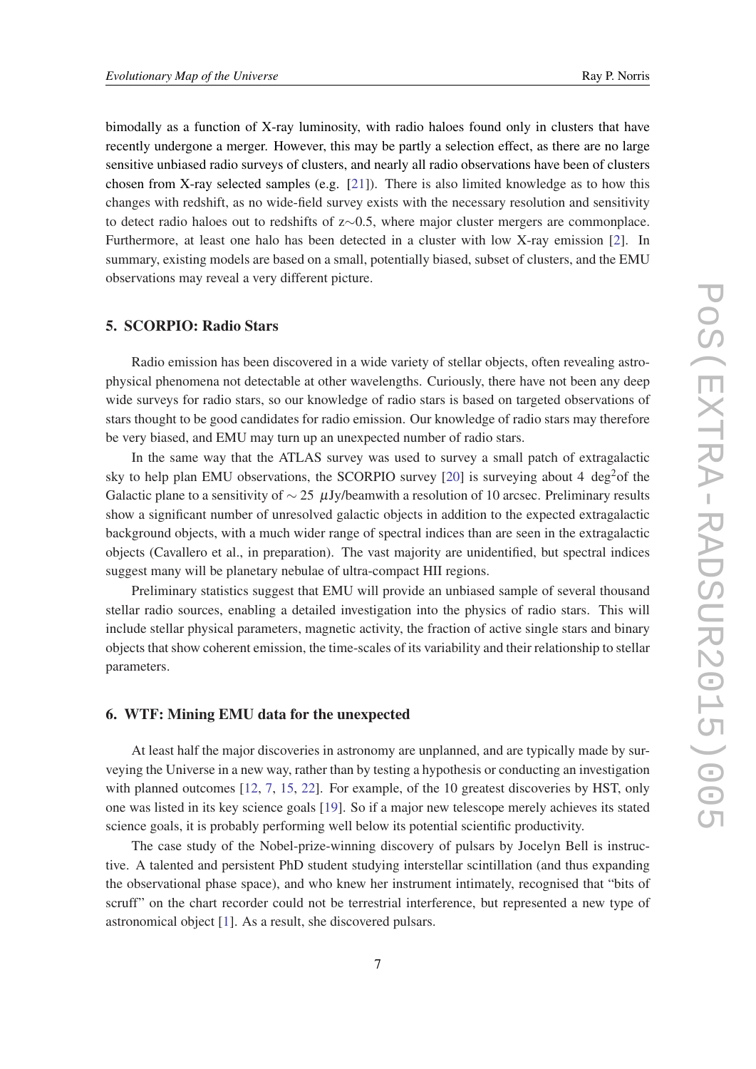bimodally as a function of X-ray luminosity, with radio haloes found only in clusters that have recently undergone a merger. However, this may be partly a selection effect, as there are no large sensitive unbiased radio surveys of clusters, and nearly all radio observations have been of clusters chosen from X-ray selected samples (e.g. [21]). There is also limited knowledge as to how this changes with redshift, as no wide-field survey exists with the necessary resolution and sensitivity to detect radio haloes out to redshifts of z$\sim$0.5, where major cluster mergers are commonplace. Furthermore, at least one halo has been detected in a cluster with low X-ray emission [2]. In summary, existing models are based on a small, potentially biased, subset of clusters, and the EMU observations may reveal a very different picture.

## 5. SCORPIO: Radio Stars

Radio emission has been discovered in a wide variety of stellar objects, often revealing astrophysical phenomena not detectable at other wavelengths. Curiously, there have not been any deep wide surveys for radio stars, so our knowledge of radio stars is based on targeted observations of stars thought to be good candidates for radio emission. Our knowledge of radio stars may therefore be very biased, and EMU may turn up an unexpected number of radio stars.

In the same way that the ATLAS survey was used to survey a small patch of extragalactic sky to help plan EMU observations, the SCORPIO survey [20] is surveying about 4 deg$^2$of the Galactic plane to a sensitivity of $\sim$ 25 $\mu$Jy/beamwith a resolution of 10 arcsec. Preliminary results show a significant number of unresolved galactic objects in addition to the expected extragalactic background objects, with a much wider range of spectral indices than are seen in the extragalactic objects (Cavallero et al., in preparation). The vast majority are unidentified, but spectral indices suggest many will be planetary nebulae of ultra-compact HII regions.

Preliminary statistics suggest that EMU will provide an unbiased sample of several thousand stellar radio sources, enabling a detailed investigation into the physics of radio stars. This will include stellar physical parameters, magnetic activity, the fraction of active single stars and binary objects that show coherent emission, the time-scales of its variability and their relationship to stellar parameters.

## 6. WTF: Mining EMU data for the unexpected

At least half the major discoveries in astronomy are unplanned, and are typically made by surveying the Universe in a new way, rather than by testing a hypothesis or conducting an investigation with planned outcomes [12, 7, 15, 22]. For example, of the 10 greatest discoveries by HST, only one was listed in its key science goals [19]. So if a major new telescope merely achieves its stated science goals, it is probably performing well below its potential scientific productivity.

The case study of the Nobel-prize-winning discovery of pulsars by Jocelyn Bell is instructive. A talented and persistent PhD student studying interstellar scintillation (and thus expanding the observational phase space), and who knew her instrument intimately, recognised that "bits of scruff" on the chart recorder could not be terrestrial interference, but represented a new type of astronomical object [1]. As a result, she discovered pulsars.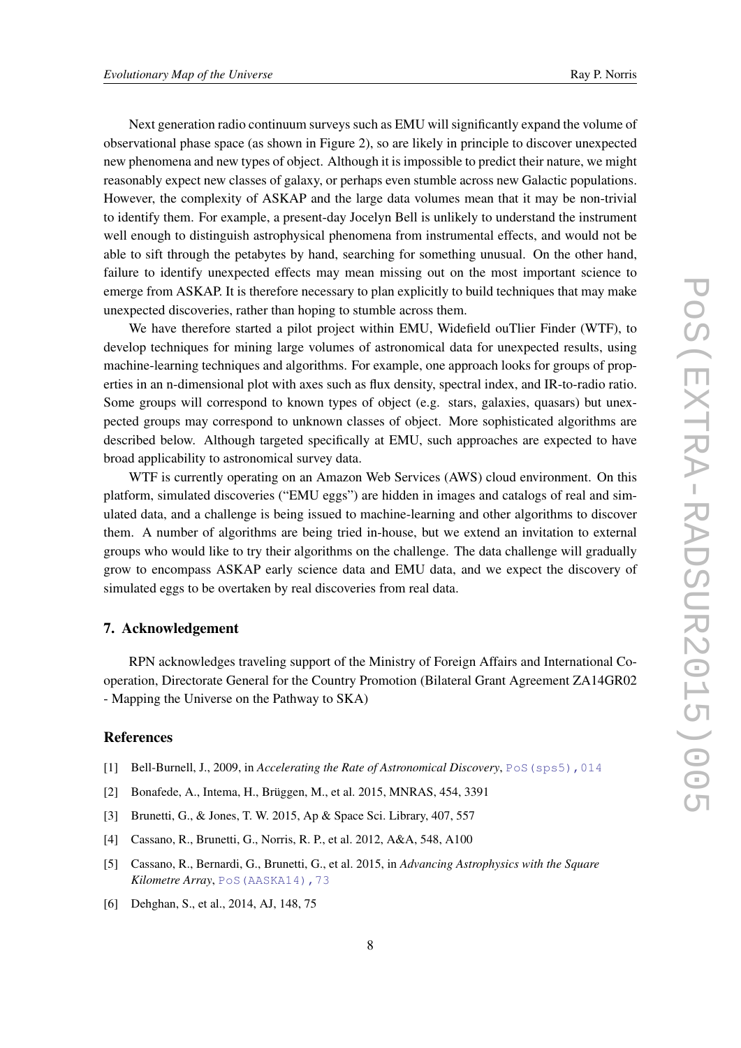Next generation radio continuum surveys such as EMU will significantly expand the volume of observational phase space (as shown in Figure 2), so are likely in principle to discover unexpected new phenomena and new types of object. Although it is impossible to predict their nature, we might reasonably expect new classes of galaxy, or perhaps even stumble across new Galactic populations. However, the complexity of ASKAP and the large data volumes mean that it may be non-trivial to identify them. For example, a present-day Jocelyn Bell is unlikely to understand the instrument well enough to distinguish astrophysical phenomena from instrumental effects, and would not be able to sift through the petabytes by hand, searching for something unusual. On the other hand, failure to identify unexpected effects may mean missing out on the most important science to emerge from ASKAP. It is therefore necessary to plan explicitly to build techniques that may make unexpected discoveries, rather than hoping to stumble across them.

We have therefore started a pilot project within EMU, Widefield ouTlier Finder (WTF), to develop techniques for mining large volumes of astronomical data for unexpected results, using machine-learning techniques and algorithms. For example, one approach looks for groups of properties in an n-dimensional plot with axes such as flux density, spectral index, and IR-to-radio ratio. Some groups will correspond to known types of object (e.g. stars, galaxies, quasars) but unexpected groups may correspond to unknown classes of object. More sophisticated algorithms are described below. Although targeted specifically at EMU, such approaches are expected to have broad applicability to astronomical survey data.

WTF is currently operating on an Amazon Web Services (AWS) cloud environment. On this platform, simulated discoveries ("EMU eggs") are hidden in images and catalogs of real and simulated data, and a challenge is being issued to machine-learning and other algorithms to discover them. A number of algorithms are being tried in-house, but we extend an invitation to external groups who would like to try their algorithms on the challenge. The data challenge will gradually grow to encompass ASKAP early science data and EMU data, and we expect the discovery of simulated eggs to be overtaken by real discoveries from real data.

## 7. Acknowledgement

RPN acknowledges traveling support of the Ministry of Foreign Affairs and International Cooperation, Directorate General for the Country Promotion (Bilateral Grant Agreement ZA14GR02 - Mapping the Universe on the Pathway to SKA)

## References

[1] Bell-Burnell, J., 2009, in *Accelerating the Rate of Astronomical Discovery*, PoS(sps5),014

[2] Bonafede, A., Intema, H., Brüggen, M., et al. 2015, MNRAS, 454, 3391

[3] Brunetti, G., & Jones, T. W. 2015, Ap & Space Sci. Library, 407, 557

[4] Cassano, R., Brunetti, G., Norris, R. P., et al. 2012, A&A, 548, A100

[5] Cassano, R., Bernardi, G., Brunetti, G., et al. 2015, in *Advancing Astrophysics with the Square Kilometre Array*, PoS(AASKA14),73

[6] Dehghan, S., et al., 2014, AJ, 148, 75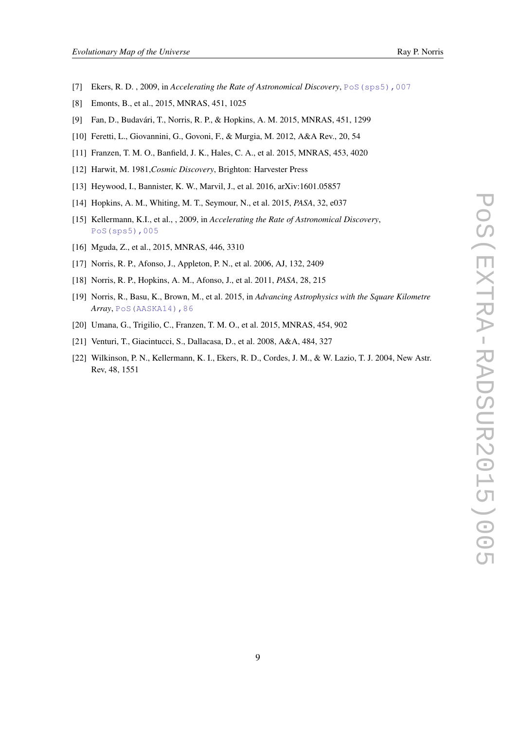[7] Ekers, R. D. , 2009, in *Accelerating the Rate of Astronomical Discovery*, PoS(sps5),007

[8] Emonts, B., et al., 2015, MNRAS, 451, 1025

[9] Fan, D., Budavári, T., Norris, R. P., & Hopkins, A. M. 2015, MNRAS, 451, 1299

[10] Feretti, L., Giovannini, G., Govoni, F., & Murgia, M. 2012, A&A Rev., 20, 54

[11] Franzen, T. M. O., Banfield, J. K., Hales, C. A., et al. 2015, MNRAS, 453, 4020

[12] Harwit, M. 1981,*Cosmic Discovery*, Brighton: Harvester Press

[13] Heywood, I., Bannister, K. W., Marvil, J., et al. 2016, arXiv:1601.05857

[14] Hopkins, A. M., Whiting, M. T., Seymour, N., et al. 2015, *PASA*, 32, e037

[15] Kellermann, K.I., et al., , 2009, in *Accelerating the Rate of Astronomical Discovery*, PoS(sps5),005

[16] Mguda, Z., et al., 2015, MNRAS, 446, 3310

[17] Norris, R. P., Afonso, J., Appleton, P. N., et al. 2006, AJ, 132, 2409

[18] Norris, R. P., Hopkins, A. M., Afonso, J., et al. 2011, *PASA*, 28, 215

[19] Norris, R., Basu, K., Brown, M., et al. 2015, in *Advancing Astrophysics with the Square Kilometre Array*, PoS(AASKA14),86

[20] Umana, G., Trigilio, C., Franzen, T. M. O., et al. 2015, MNRAS, 454, 902

[21] Venturi, T., Giacintucci, S., Dallacasa, D., et al. 2008, A&A, 484, 327

[22] Wilkinson, P. N., Kellermann, K. I., Ekers, R. D., Cordes, J. M., & W. Lazio, T. J. 2004, New Astr. Rev, 48, 1551